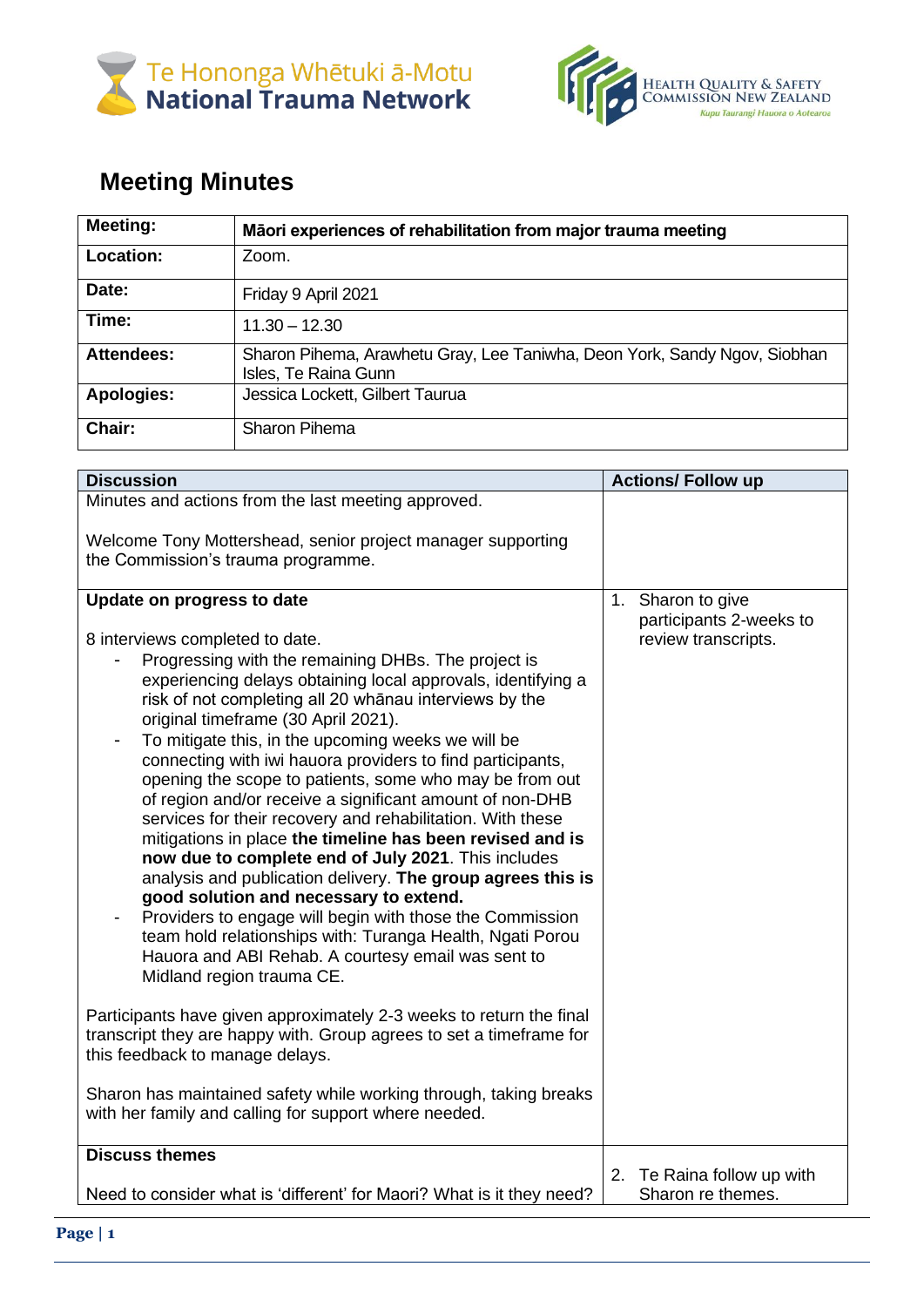Te Hononga Whētuki ā-Motu
**National Trauma Network**

Health Quality & Safety Commission New Zealand
*Kupu Taurangi Hauora o Aotearoa*

# Meeting Minutes

| **Meeting:** | **Māori experiences of rehabilitation from major trauma meeting** |
|---|---|
| **Location:** | Zoom. |
| **Date:** | Friday 9 April 2021 |
| **Time:** | 11.30 – 12.30 |
| **Attendees:** | Sharon Pihema, Arawhetu Gray, Lee Taniwha, Deon York, Sandy Ngov, Siobhan Isles, Te Raina Gunn |
| **Apologies:** | Jessica Lockett, Gilbert Taurua |
| **Chair:** | Sharon Pihema |

| **Discussion** | **Actions/ Follow up** |
|---|---|
| Minutes and actions from the last meeting approved.<br><br>Welcome Tony Mottershead, senior project manager supporting the Commission's trauma programme. | |
| **Update on progress to date**<br><br>8 interviews completed to date.<br>- Progressing with the remaining DHBs. The project is experiencing delays obtaining local approvals, identifying a risk of not completing all 20 whānau interviews by the original timeframe (30 April 2021).<br>- To mitigate this, in the upcoming weeks we will be connecting with iwi hauora providers to find participants, opening the scope to patients, some who may be from out of region and/or receive a significant amount of non-DHB services for their recovery and rehabilitation. With these mitigations in place **the timeline has been revised and is now due to complete end of July 2021**. This includes analysis and publication delivery. **The group agrees this is good solution and necessary to extend.**<br>- Providers to engage will begin with those the Commission team hold relationships with: Turanga Health, Ngati Porou Hauora and ABI Rehab. A courtesy email was sent to Midland region trauma CE.<br><br>Participants have given approximately 2-3 weeks to return the final transcript they are happy with. Group agrees to set a timeframe for this feedback to manage delays.<br><br>Sharon has maintained safety while working through, taking breaks with her family and calling for support where needed. | 1. Sharon to give participants 2-weeks to review transcripts. |
| **Discuss themes**<br><br>Need to consider what is 'different' for Maori? What is it they need? | 2. Te Raina follow up with Sharon re themes. |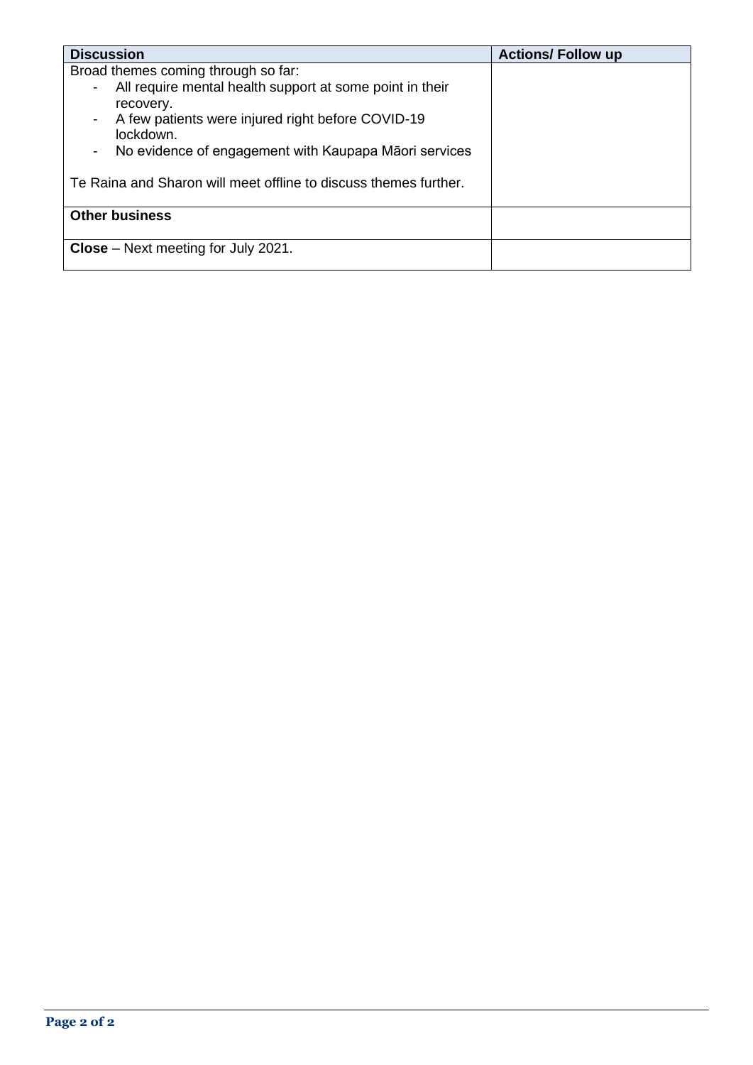| Discussion | Actions/ Follow up |
| --- | --- |
| Broad themes coming through so far:<br>- All require mental health support at some point in their recovery.<br>- A few patients were injured right before COVID-19 lockdown.<br>- No evidence of engagement with Kaupapa Māori services<br><br>Te Raina and Sharon will meet offline to discuss themes further. | |
| **Other business** | |
| **Close** – Next meeting for July 2021. | |